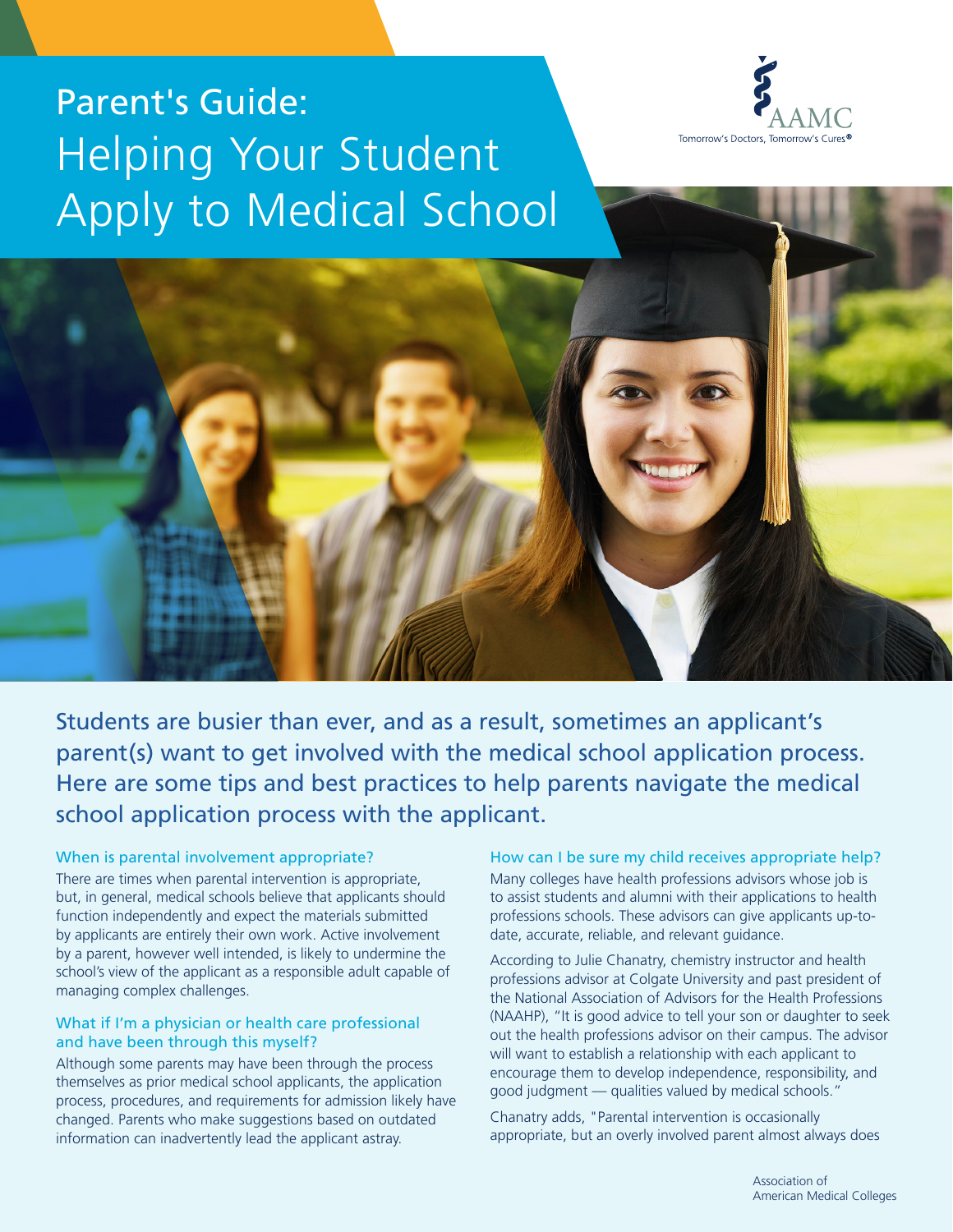# Parent's Guide: Helping Your Student Apply to Medical School

AAMC
Tomorrow's Doctors, Tomorrow's Cures®

Students are busier than ever, and as a result, sometimes an applicant's parent(s) want to get involved with the medical school application process. Here are some tips and best practices to help parents navigate the medical school application process with the applicant.

### When is parental involvement appropriate?

There are times when parental intervention is appropriate, but, in general, medical schools believe that applicants should function independently and expect the materials submitted by applicants are entirely their own work. Active involvement by a parent, however well intended, is likely to undermine the school's view of the applicant as a responsible adult capable of managing complex challenges.

### What if I'm a physician or health care professional and have been through this myself?

Although some parents may have been through the process themselves as prior medical school applicants, the application process, procedures, and requirements for admission likely have changed. Parents who make suggestions based on outdated information can inadvertently lead the applicant astray.

### How can I be sure my child receives appropriate help?

Many colleges have health professions advisors whose job is to assist students and alumni with their applications to health professions schools. These advisors can give applicants up-to-date, accurate, reliable, and relevant guidance.

According to Julie Chanatry, chemistry instructor and health professions advisor at Colgate University and past president of the National Association of Advisors for the Health Professions (NAAHP), "It is good advice to tell your son or daughter to seek out the health professions advisor on their campus. The advisor will want to establish a relationship with each applicant to encourage them to develop independence, responsibility, and good judgment — qualities valued by medical schools."

Chanatry adds, "Parental intervention is occasionally appropriate, but an overly involved parent almost always does

Association of American Medical Colleges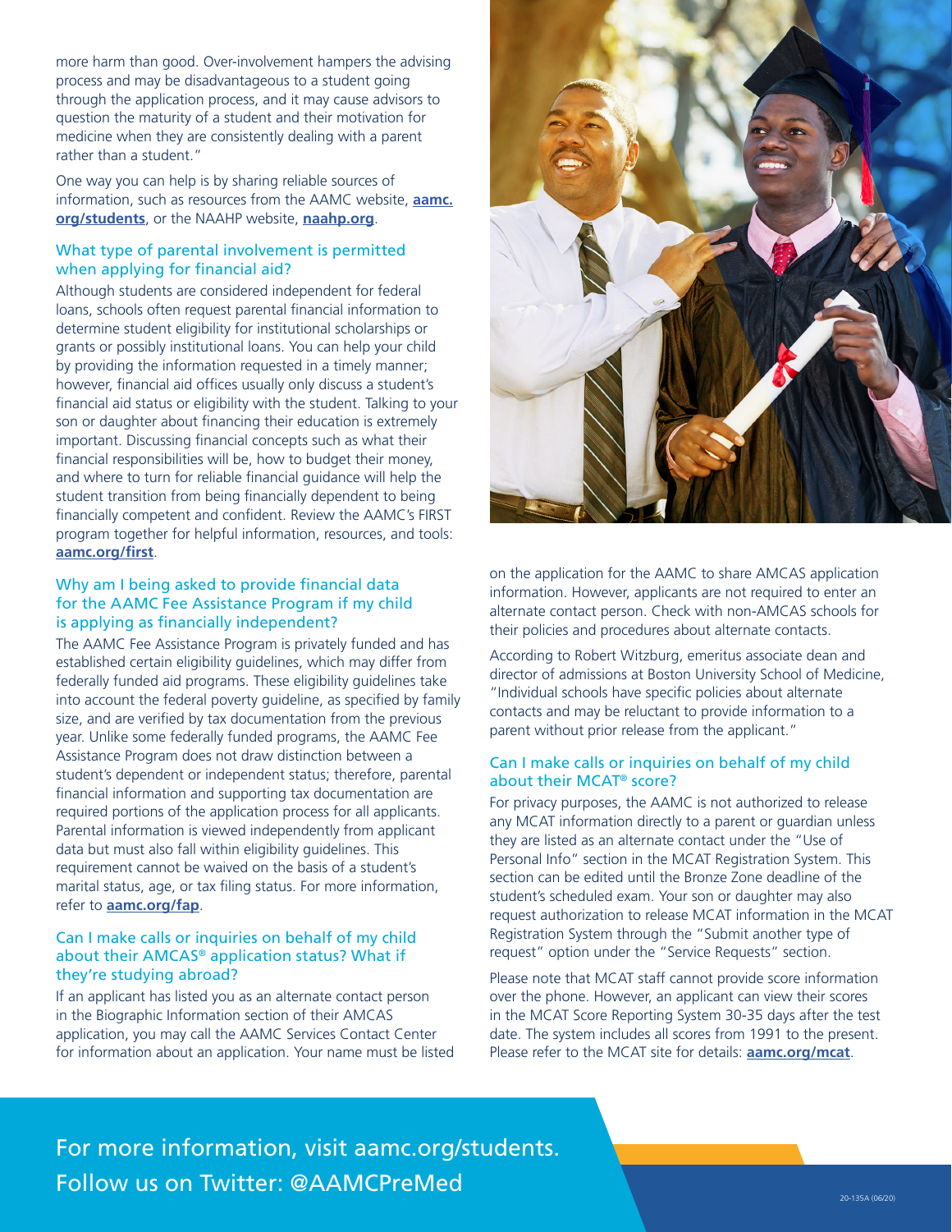more harm than good. Over-involvement hampers the advising process and may be disadvantageous to a student going through the application process, and it may cause advisors to question the maturity of a student and their motivation for medicine when they are consistently dealing with a parent rather than a student."

One way you can help is by sharing reliable sources of information, such as resources from the AAMC website, **aamc.org/students**, or the NAAHP website, **naahp.org**.

### What type of parental involvement is permitted when applying for financial aid?

Although students are considered independent for federal loans, schools often request parental financial information to determine student eligibility for institutional scholarships or grants or possibly institutional loans. You can help your child by providing the information requested in a timely manner; however, financial aid offices usually only discuss a student's financial aid status or eligibility with the student. Talking to your son or daughter about financing their education is extremely important. Discussing financial concepts such as what their financial responsibilities will be, how to budget their money, and where to turn for reliable financial guidance will help the student transition from being financially dependent to being financially competent and confident. Review the AAMC's FIRST program together for helpful information, resources, and tools: **aamc.org/first**.

### Why am I being asked to provide financial data for the AAMC Fee Assistance Program if my child is applying as financially independent?

The AAMC Fee Assistance Program is privately funded and has established certain eligibility guidelines, which may differ from federally funded aid programs. These eligibility guidelines take into account the federal poverty guideline, as specified by family size, and are verified by tax documentation from the previous year. Unlike some federally funded programs, the AAMC Fee Assistance Program does not draw distinction between a student's dependent or independent status; therefore, parental financial information and supporting tax documentation are required portions of the application process for all applicants. Parental information is viewed independently from applicant data but must also fall within eligibility guidelines. This requirement cannot be waived on the basis of a student's marital status, age, or tax filing status. For more information, refer to **aamc.org/fap**.

### Can I make calls or inquiries on behalf of my child about their AMCAS® application status? What if they're studying abroad?

If an applicant has listed you as an alternate contact person in the Biographic Information section of their AMCAS application, you may call the AAMC Services Contact Center for information about an application. Your name must be listed on the application for the AAMC to share AMCAS application information. However, applicants are not required to enter an alternate contact person. Check with non-AMCAS schools for their policies and procedures about alternate contacts.

According to Robert Witzburg, emeritus associate dean and director of admissions at Boston University School of Medicine, "Individual schools have specific policies about alternate contacts and may be reluctant to provide information to a parent without prior release from the applicant."

### Can I make calls or inquiries on behalf of my child about their MCAT® score?

For privacy purposes, the AAMC is not authorized to release any MCAT information directly to a parent or guardian unless they are listed as an alternate contact under the "Use of Personal Info" section in the MCAT Registration System. This section can be edited until the Bronze Zone deadline of the student's scheduled exam. Your son or daughter may also request authorization to release MCAT information in the MCAT Registration System through the "Submit another type of request" option under the "Service Requests" section.

Please note that MCAT staff cannot provide score information over the phone. However, an applicant can view their scores in the MCAT Score Reporting System 30-35 days after the test date. The system includes all scores from 1991 to the present. Please refer to the MCAT site for details: **aamc.org/mcat**.

For more information, visit aamc.org/students.
Follow us on Twitter: @AAMCPreMed

20-135A (06/20)